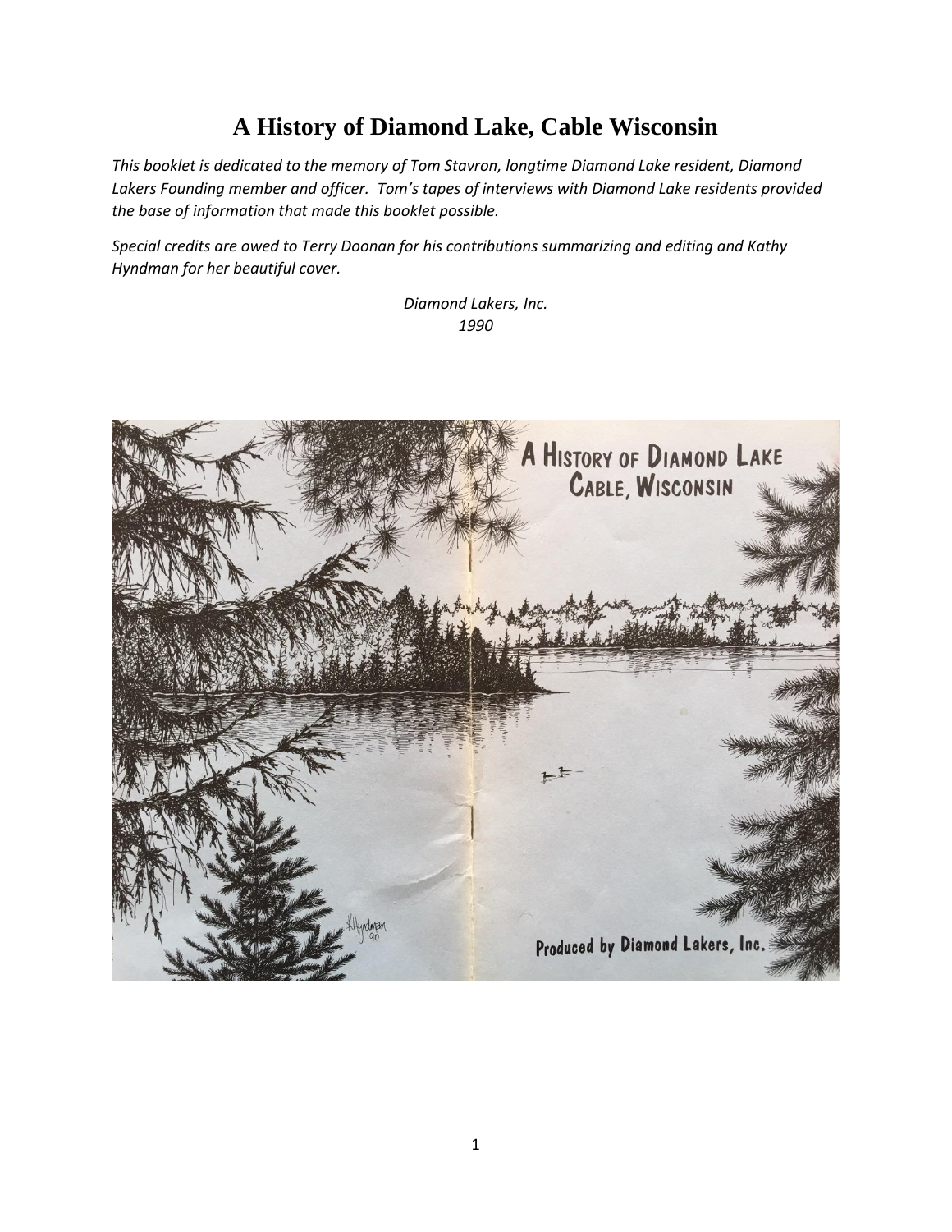# A History of Diamond Lake, Cable Wisconsin

*This booklet is dedicated to the memory of Tom Stavron, longtime Diamond Lake resident, Diamond Lakers Founding member and officer. Tom's tapes of interviews with Diamond Lake residents provided the base of information that made this booklet possible.*

*Special credits are owed to Terry Doonan for his contributions summarizing and editing and Kathy Hyndman for her beautiful cover.*

*Diamond Lakers, Inc.*
*1990*

A HISTORY OF DIAMOND LAKE
CABLE, WISCONSIN

Produced by Diamond Lakers, Inc.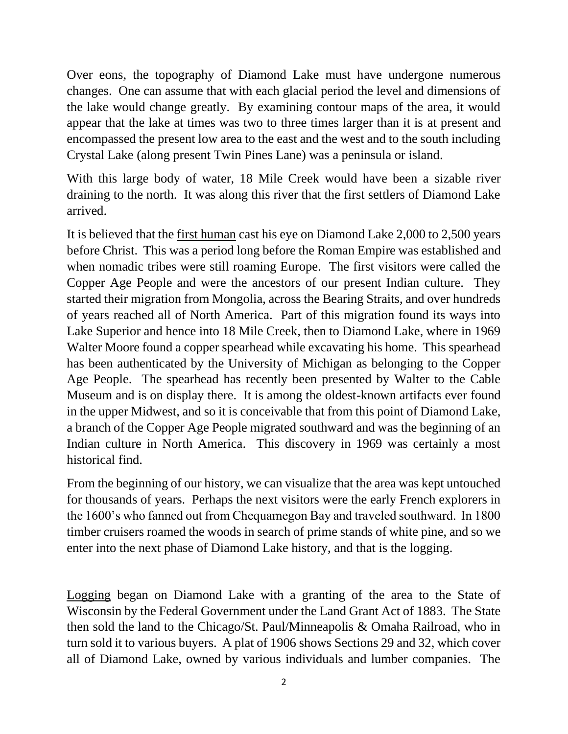Over eons, the topography of Diamond Lake must have undergone numerous changes. One can assume that with each glacial period the level and dimensions of the lake would change greatly. By examining contour maps of the area, it would appear that the lake at times was two to three times larger than it is at present and encompassed the present low area to the east and the west and to the south including Crystal Lake (along present Twin Pines Lane) was a peninsula or island.

With this large body of water, 18 Mile Creek would have been a sizable river draining to the north. It was along this river that the first settlers of Diamond Lake arrived.

It is believed that the <u>first human</u> cast his eye on Diamond Lake 2,000 to 2,500 years before Christ. This was a period long before the Roman Empire was established and when nomadic tribes were still roaming Europe. The first visitors were called the Copper Age People and were the ancestors of our present Indian culture. They started their migration from Mongolia, across the Bearing Straits, and over hundreds of years reached all of North America. Part of this migration found its ways into Lake Superior and hence into 18 Mile Creek, then to Diamond Lake, where in 1969 Walter Moore found a copper spearhead while excavating his home. This spearhead has been authenticated by the University of Michigan as belonging to the Copper Age People. The spearhead has recently been presented by Walter to the Cable Museum and is on display there. It is among the oldest-known artifacts ever found in the upper Midwest, and so it is conceivable that from this point of Diamond Lake, a branch of the Copper Age People migrated southward and was the beginning of an Indian culture in North America. This discovery in 1969 was certainly a most historical find.

From the beginning of our history, we can visualize that the area was kept untouched for thousands of years. Perhaps the next visitors were the early French explorers in the 1600's who fanned out from Chequamegon Bay and traveled southward. In 1800 timber cruisers roamed the woods in search of prime stands of white pine, and so we enter into the next phase of Diamond Lake history, and that is the logging.

<u>Logging</u> began on Diamond Lake with a granting of the area to the State of Wisconsin by the Federal Government under the Land Grant Act of 1883. The State then sold the land to the Chicago/St. Paul/Minneapolis & Omaha Railroad, who in turn sold it to various buyers. A plat of 1906 shows Sections 29 and 32, which cover all of Diamond Lake, owned by various individuals and lumber companies. The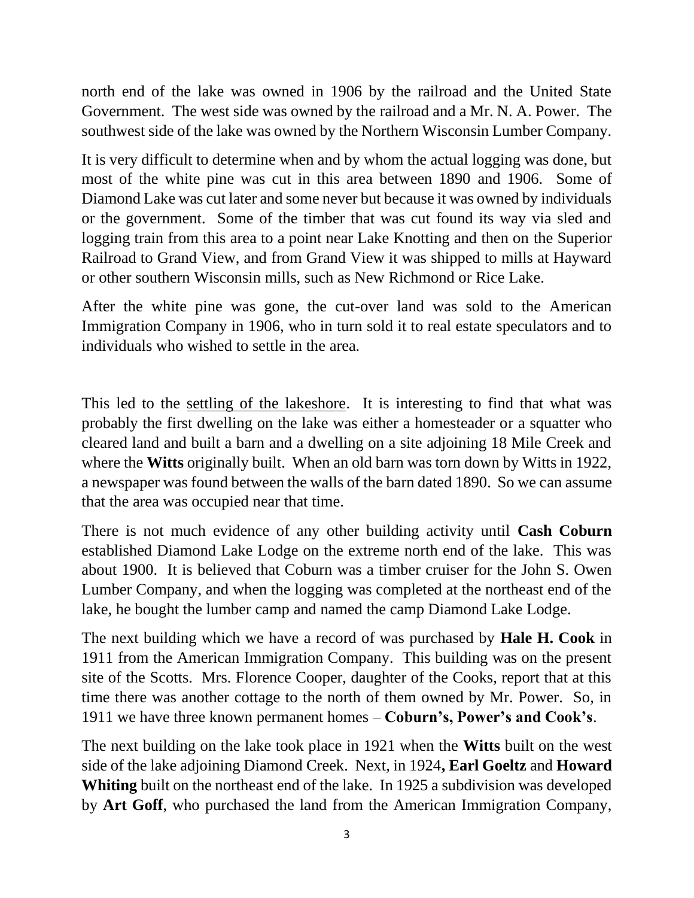north end of the lake was owned in 1906 by the railroad and the United State Government. The west side was owned by the railroad and a Mr. N. A. Power. The southwest side of the lake was owned by the Northern Wisconsin Lumber Company.

It is very difficult to determine when and by whom the actual logging was done, but most of the white pine was cut in this area between 1890 and 1906. Some of Diamond Lake was cut later and some never but because it was owned by individuals or the government. Some of the timber that was cut found its way via sled and logging train from this area to a point near Lake Knotting and then on the Superior Railroad to Grand View, and from Grand View it was shipped to mills at Hayward or other southern Wisconsin mills, such as New Richmond or Rice Lake.

After the white pine was gone, the cut-over land was sold to the American Immigration Company in 1906, who in turn sold it to real estate speculators and to individuals who wished to settle in the area.

This led to the settling of the lakeshore. It is interesting to find that what was probably the first dwelling on the lake was either a homesteader or a squatter who cleared land and built a barn and a dwelling on a site adjoining 18 Mile Creek and where the **Witts** originally built. When an old barn was torn down by Witts in 1922, a newspaper was found between the walls of the barn dated 1890. So we can assume that the area was occupied near that time.

There is not much evidence of any other building activity until **Cash Coburn** established Diamond Lake Lodge on the extreme north end of the lake. This was about 1900. It is believed that Coburn was a timber cruiser for the John S. Owen Lumber Company, and when the logging was completed at the northeast end of the lake, he bought the lumber camp and named the camp Diamond Lake Lodge.

The next building which we have a record of was purchased by **Hale H. Cook** in 1911 from the American Immigration Company. This building was on the present site of the Scotts. Mrs. Florence Cooper, daughter of the Cooks, report that at this time there was another cottage to the north of them owned by Mr. Power. So, in 1911 we have three known permanent homes – **Coburn's, Power's and Cook's**.

The next building on the lake took place in 1921 when the **Witts** built on the west side of the lake adjoining Diamond Creek. Next, in 1924**, Earl Goeltz** and **Howard Whiting** built on the northeast end of the lake. In 1925 a subdivision was developed by **Art Goff**, who purchased the land from the American Immigration Company,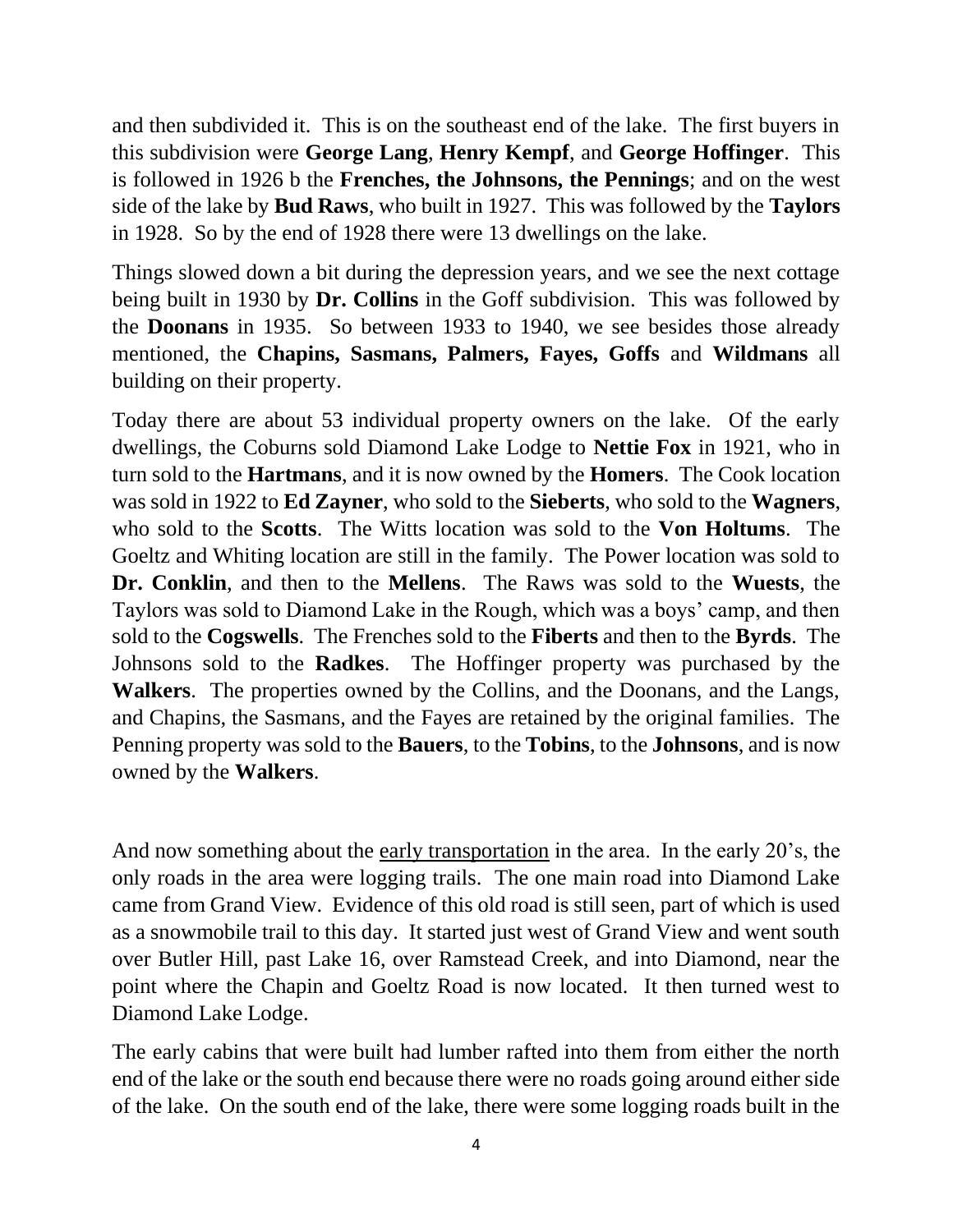and then subdivided it. This is on the southeast end of the lake. The first buyers in this subdivision were **George Lang**, **Henry Kempf**, and **George Hoffinger**. This is followed in 1926 b the **Frenches, the Johnsons, the Pennings**; and on the west side of the lake by **Bud Raws**, who built in 1927. This was followed by the **Taylors** in 1928. So by the end of 1928 there were 13 dwellings on the lake.

Things slowed down a bit during the depression years, and we see the next cottage being built in 1930 by **Dr. Collins** in the Goff subdivision. This was followed by the **Doonans** in 1935. So between 1933 to 1940, we see besides those already mentioned, the **Chapins, Sasmans, Palmers, Fayes, Goffs** and **Wildmans** all building on their property.

Today there are about 53 individual property owners on the lake. Of the early dwellings, the Coburns sold Diamond Lake Lodge to **Nettie Fox** in 1921, who in turn sold to the **Hartmans**, and it is now owned by the **Homers**. The Cook location was sold in 1922 to **Ed Zayner**, who sold to the **Sieberts**, who sold to the **Wagners**, who sold to the **Scotts**. The Witts location was sold to the **Von Holtums**. The Goeltz and Whiting location are still in the family. The Power location was sold to **Dr. Conklin**, and then to the **Mellens**. The Raws was sold to the **Wuests**, the Taylors was sold to Diamond Lake in the Rough, which was a boys' camp, and then sold to the **Cogswells**. The Frenches sold to the **Fiberts** and then to the **Byrds**. The Johnsons sold to the **Radkes**. The Hoffinger property was purchased by the **Walkers**. The properties owned by the Collins, and the Doonans, and the Langs, and Chapins, the Sasmans, and the Fayes are retained by the original families. The Penning property was sold to the **Bauers**, to the **Tobins**, to the **Johnsons**, and is now owned by the **Walkers**.

And now something about the early transportation in the area. In the early 20's, the only roads in the area were logging trails. The one main road into Diamond Lake came from Grand View. Evidence of this old road is still seen, part of which is used as a snowmobile trail to this day. It started just west of Grand View and went south over Butler Hill, past Lake 16, over Ramstead Creek, and into Diamond, near the point where the Chapin and Goeltz Road is now located. It then turned west to Diamond Lake Lodge.

The early cabins that were built had lumber rafted into them from either the north end of the lake or the south end because there were no roads going around either side of the lake. On the south end of the lake, there were some logging roads built in the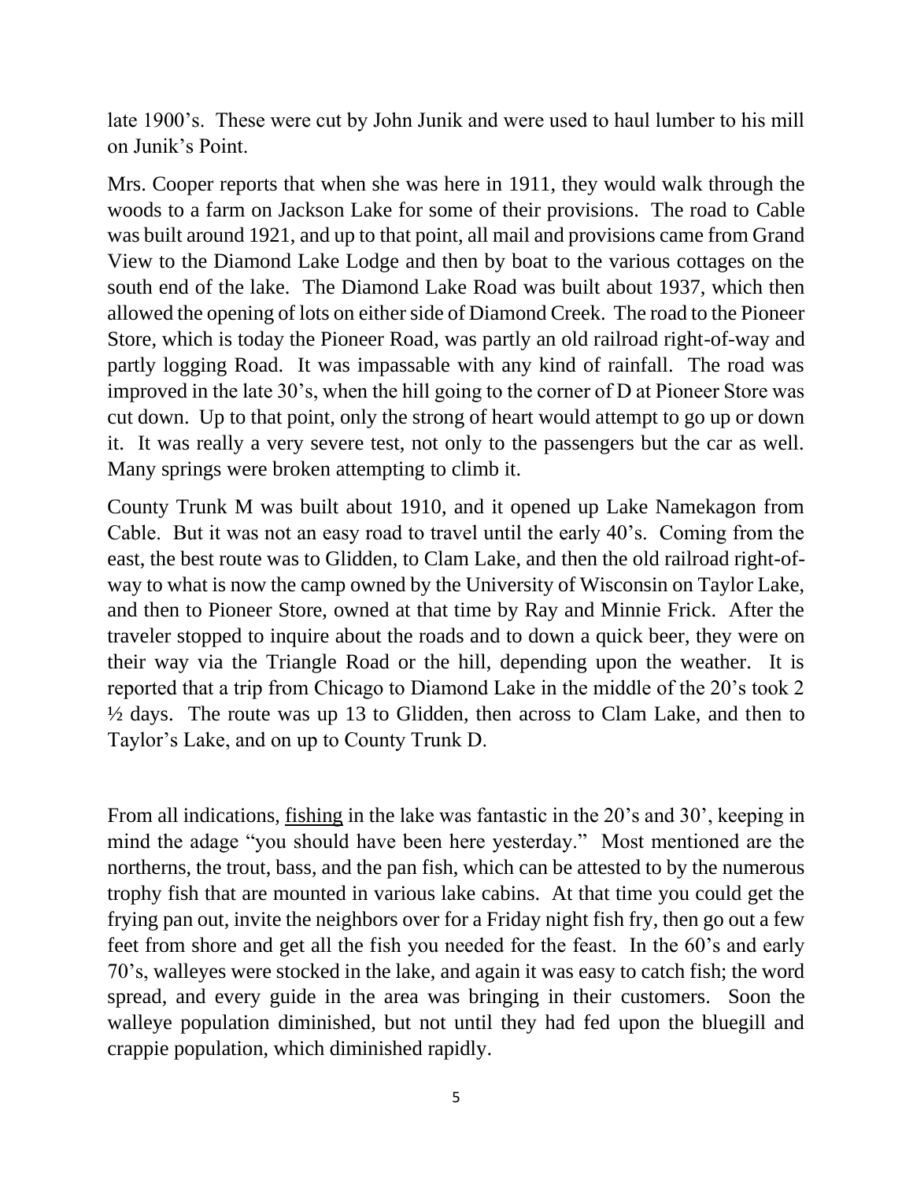late 1900's. These were cut by John Junik and were used to haul lumber to his mill on Junik's Point.

Mrs. Cooper reports that when she was here in 1911, they would walk through the woods to a farm on Jackson Lake for some of their provisions. The road to Cable was built around 1921, and up to that point, all mail and provisions came from Grand View to the Diamond Lake Lodge and then by boat to the various cottages on the south end of the lake. The Diamond Lake Road was built about 1937, which then allowed the opening of lots on either side of Diamond Creek. The road to the Pioneer Store, which is today the Pioneer Road, was partly an old railroad right-of-way and partly logging Road. It was impassable with any kind of rainfall. The road was improved in the late 30's, when the hill going to the corner of D at Pioneer Store was cut down. Up to that point, only the strong of heart would attempt to go up or down it. It was really a very severe test, not only to the passengers but the car as well. Many springs were broken attempting to climb it.

County Trunk M was built about 1910, and it opened up Lake Namekagon from Cable. But it was not an easy road to travel until the early 40's. Coming from the east, the best route was to Glidden, to Clam Lake, and then the old railroad right-of-way to what is now the camp owned by the University of Wisconsin on Taylor Lake, and then to Pioneer Store, owned at that time by Ray and Minnie Frick. After the traveler stopped to inquire about the roads and to down a quick beer, they were on their way via the Triangle Road or the hill, depending upon the weather. It is reported that a trip from Chicago to Diamond Lake in the middle of the 20's took 2 ½ days. The route was up 13 to Glidden, then across to Clam Lake, and then to Taylor's Lake, and on up to County Trunk D.

From all indications, <u>fishing</u> in the lake was fantastic in the 20's and 30', keeping in mind the adage "you should have been here yesterday." Most mentioned are the northerns, the trout, bass, and the pan fish, which can be attested to by the numerous trophy fish that are mounted in various lake cabins. At that time you could get the frying pan out, invite the neighbors over for a Friday night fish fry, then go out a few feet from shore and get all the fish you needed for the feast. In the 60's and early 70's, walleyes were stocked in the lake, and again it was easy to catch fish; the word spread, and every guide in the area was bringing in their customers. Soon the walleye population diminished, but not until they had fed upon the bluegill and crappie population, which diminished rapidly.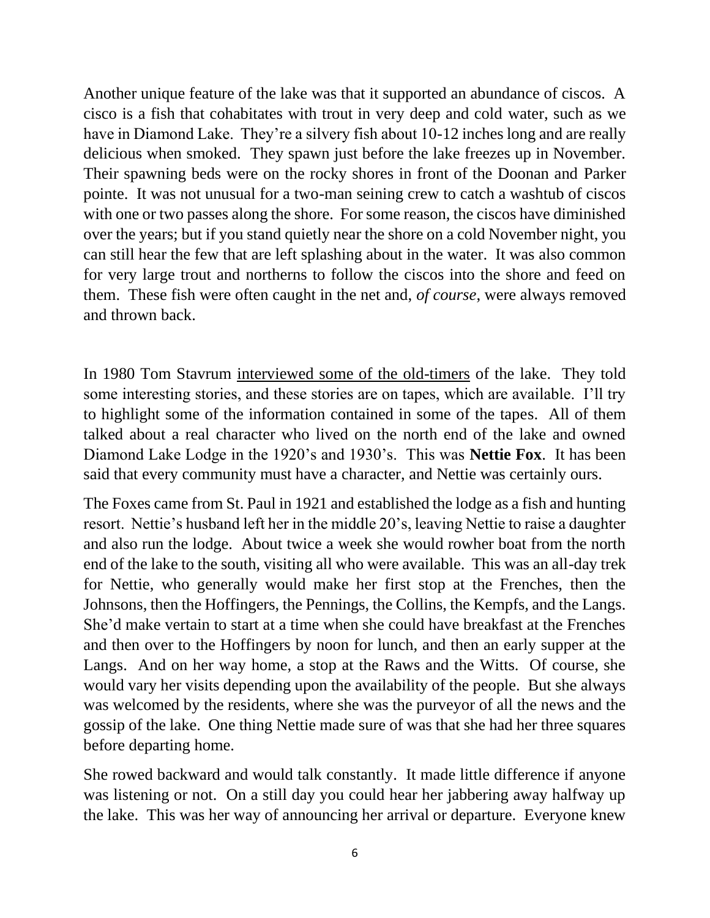Another unique feature of the lake was that it supported an abundance of ciscos. A cisco is a fish that cohabitates with trout in very deep and cold water, such as we have in Diamond Lake. They're a silvery fish about 10-12 inches long and are really delicious when smoked. They spawn just before the lake freezes up in November. Their spawning beds were on the rocky shores in front of the Doonan and Parker pointe. It was not unusual for a two-man seining crew to catch a washtub of ciscos with one or two passes along the shore. For some reason, the ciscos have diminished over the years; but if you stand quietly near the shore on a cold November night, you can still hear the few that are left splashing about in the water. It was also common for very large trout and northerns to follow the ciscos into the shore and feed on them. These fish were often caught in the net and, *of course*, were always removed and thrown back.

In 1980 Tom Stavrum interviewed some of the old-timers of the lake. They told some interesting stories, and these stories are on tapes, which are available. I'll try to highlight some of the information contained in some of the tapes. All of them talked about a real character who lived on the north end of the lake and owned Diamond Lake Lodge in the 1920's and 1930's. This was **Nettie Fox**. It has been said that every community must have a character, and Nettie was certainly ours.

The Foxes came from St. Paul in 1921 and established the lodge as a fish and hunting resort. Nettie's husband left her in the middle 20's, leaving Nettie to raise a daughter and also run the lodge. About twice a week she would rowher boat from the north end of the lake to the south, visiting all who were available. This was an all-day trek for Nettie, who generally would make her first stop at the Frenches, then the Johnsons, then the Hoffingers, the Pennings, the Collins, the Kempfs, and the Langs. She'd make vertain to start at a time when she could have breakfast at the Frenches and then over to the Hoffingers by noon for lunch, and then an early supper at the Langs. And on her way home, a stop at the Raws and the Witts. Of course, she would vary her visits depending upon the availability of the people. But she always was welcomed by the residents, where she was the purveyor of all the news and the gossip of the lake. One thing Nettie made sure of was that she had her three squares before departing home.

She rowed backward and would talk constantly. It made little difference if anyone was listening or not. On a still day you could hear her jabbering away halfway up the lake. This was her way of announcing her arrival or departure. Everyone knew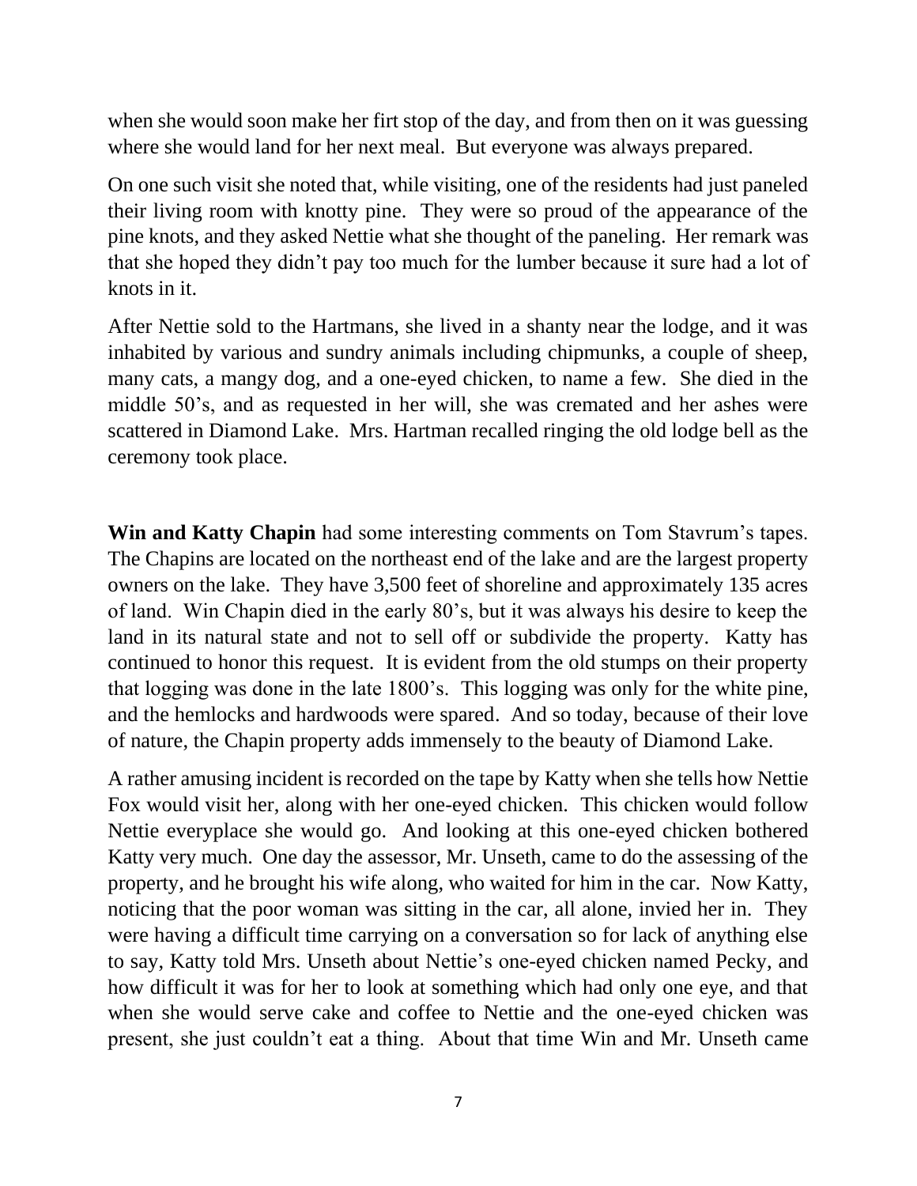when she would soon make her firt stop of the day, and from then on it was guessing where she would land for her next meal. But everyone was always prepared.

On one such visit she noted that, while visiting, one of the residents had just paneled their living room with knotty pine. They were so proud of the appearance of the pine knots, and they asked Nettie what she thought of the paneling. Her remark was that she hoped they didn't pay too much for the lumber because it sure had a lot of knots in it.

After Nettie sold to the Hartmans, she lived in a shanty near the lodge, and it was inhabited by various and sundry animals including chipmunks, a couple of sheep, many cats, a mangy dog, and a one-eyed chicken, to name a few. She died in the middle 50's, and as requested in her will, she was cremated and her ashes were scattered in Diamond Lake. Mrs. Hartman recalled ringing the old lodge bell as the ceremony took place.

**Win and Katty Chapin** had some interesting comments on Tom Stavrum's tapes. The Chapins are located on the northeast end of the lake and are the largest property owners on the lake. They have 3,500 feet of shoreline and approximately 135 acres of land. Win Chapin died in the early 80's, but it was always his desire to keep the land in its natural state and not to sell off or subdivide the property. Katty has continued to honor this request. It is evident from the old stumps on their property that logging was done in the late 1800's. This logging was only for the white pine, and the hemlocks and hardwoods were spared. And so today, because of their love of nature, the Chapin property adds immensely to the beauty of Diamond Lake.

A rather amusing incident is recorded on the tape by Katty when she tells how Nettie Fox would visit her, along with her one-eyed chicken. This chicken would follow Nettie everyplace she would go. And looking at this one-eyed chicken bothered Katty very much. One day the assessor, Mr. Unseth, came to do the assessing of the property, and he brought his wife along, who waited for him in the car. Now Katty, noticing that the poor woman was sitting in the car, all alone, invied her in. They were having a difficult time carrying on a conversation so for lack of anything else to say, Katty told Mrs. Unseth about Nettie's one-eyed chicken named Pecky, and how difficult it was for her to look at something which had only one eye, and that when she would serve cake and coffee to Nettie and the one-eyed chicken was present, she just couldn't eat a thing. About that time Win and Mr. Unseth came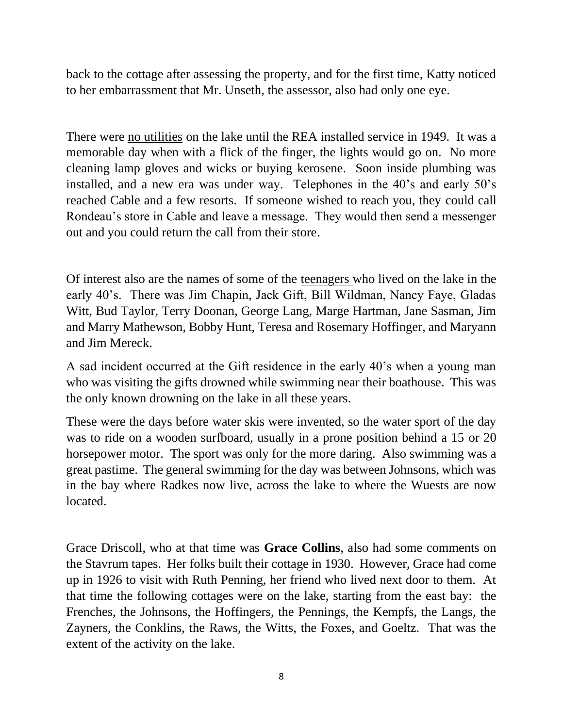back to the cottage after assessing the property, and for the first time, Katty noticed to her embarrassment that Mr. Unseth, the assessor, also had only one eye.

There were <u>no utilities</u> on the lake until the REA installed service in 1949. It was a memorable day when with a flick of the finger, the lights would go on. No more cleaning lamp gloves and wicks or buying kerosene. Soon inside plumbing was installed, and a new era was under way. Telephones in the 40's and early 50's reached Cable and a few resorts. If someone wished to reach you, they could call Rondeau's store in Cable and leave a message. They would then send a messenger out and you could return the call from their store.

Of interest also are the names of some of the <u>teenagers</u> who lived on the lake in the early 40's. There was Jim Chapin, Jack Gift, Bill Wildman, Nancy Faye, Gladas Witt, Bud Taylor, Terry Doonan, George Lang, Marge Hartman, Jane Sasman, Jim and Marry Mathewson, Bobby Hunt, Teresa and Rosemary Hoffinger, and Maryann and Jim Mereck.

A sad incident occurred at the Gift residence in the early 40's when a young man who was visiting the gifts drowned while swimming near their boathouse. This was the only known drowning on the lake in all these years.

These were the days before water skis were invented, so the water sport of the day was to ride on a wooden surfboard, usually in a prone position behind a 15 or 20 horsepower motor. The sport was only for the more daring. Also swimming was a great pastime. The general swimming for the day was between Johnsons, which was in the bay where Radkes now live, across the lake to where the Wuests are now located.

Grace Driscoll, who at that time was **Grace Collins**, also had some comments on the Stavrum tapes. Her folks built their cottage in 1930. However, Grace had come up in 1926 to visit with Ruth Penning, her friend who lived next door to them. At that time the following cottages were on the lake, starting from the east bay: the Frenches, the Johnsons, the Hoffingers, the Pennings, the Kempfs, the Langs, the Zayners, the Conklins, the Raws, the Witts, the Foxes, and Goeltz. That was the extent of the activity on the lake.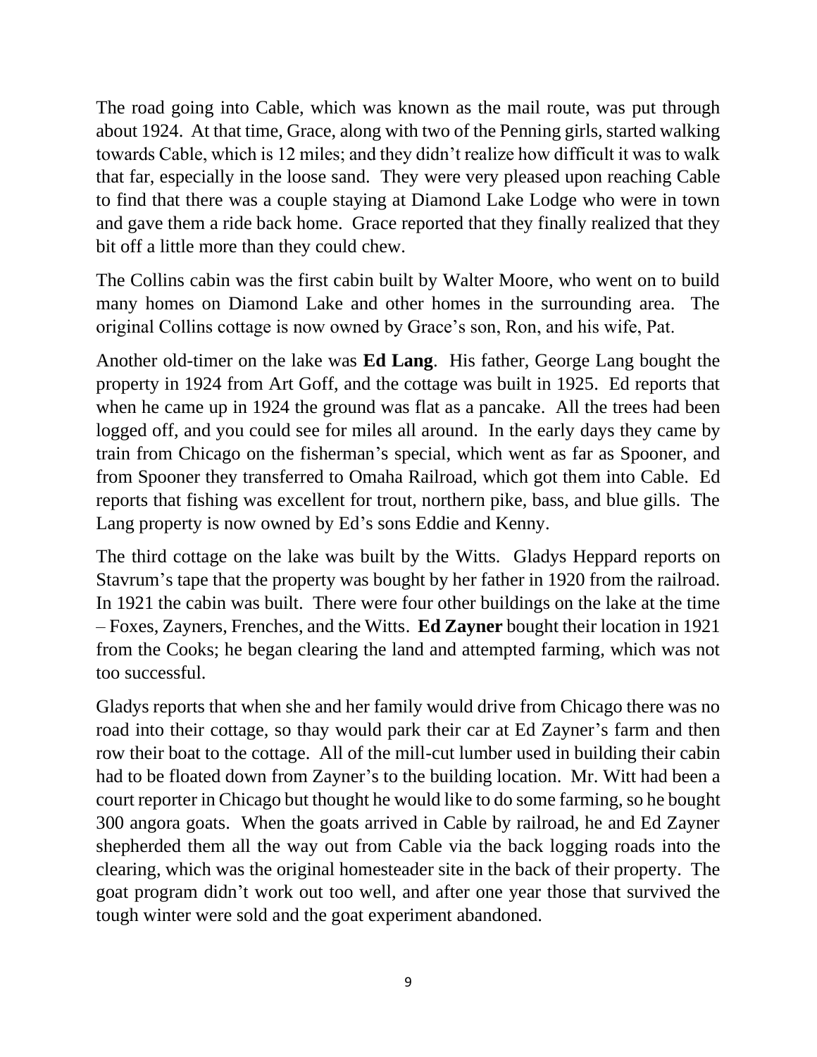The road going into Cable, which was known as the mail route, was put through about 1924. At that time, Grace, along with two of the Penning girls, started walking towards Cable, which is 12 miles; and they didn't realize how difficult it was to walk that far, especially in the loose sand. They were very pleased upon reaching Cable to find that there was a couple staying at Diamond Lake Lodge who were in town and gave them a ride back home. Grace reported that they finally realized that they bit off a little more than they could chew.

The Collins cabin was the first cabin built by Walter Moore, who went on to build many homes on Diamond Lake and other homes in the surrounding area. The original Collins cottage is now owned by Grace's son, Ron, and his wife, Pat.

Another old-timer on the lake was **Ed Lang**. His father, George Lang bought the property in 1924 from Art Goff, and the cottage was built in 1925. Ed reports that when he came up in 1924 the ground was flat as a pancake. All the trees had been logged off, and you could see for miles all around. In the early days they came by train from Chicago on the fisherman's special, which went as far as Spooner, and from Spooner they transferred to Omaha Railroad, which got them into Cable. Ed reports that fishing was excellent for trout, northern pike, bass, and blue gills. The Lang property is now owned by Ed's sons Eddie and Kenny.

The third cottage on the lake was built by the Witts. Gladys Heppard reports on Stavrum's tape that the property was bought by her father in 1920 from the railroad. In 1921 the cabin was built. There were four other buildings on the lake at the time – Foxes, Zayners, Frenches, and the Witts. **Ed Zayner** bought their location in 1921 from the Cooks; he began clearing the land and attempted farming, which was not too successful.

Gladys reports that when she and her family would drive from Chicago there was no road into their cottage, so thay would park their car at Ed Zayner's farm and then row their boat to the cottage. All of the mill-cut lumber used in building their cabin had to be floated down from Zayner's to the building location. Mr. Witt had been a court reporter in Chicago but thought he would like to do some farming, so he bought 300 angora goats. When the goats arrived in Cable by railroad, he and Ed Zayner shepherded them all the way out from Cable via the back logging roads into the clearing, which was the original homesteader site in the back of their property. The goat program didn't work out too well, and after one year those that survived the tough winter were sold and the goat experiment abandoned.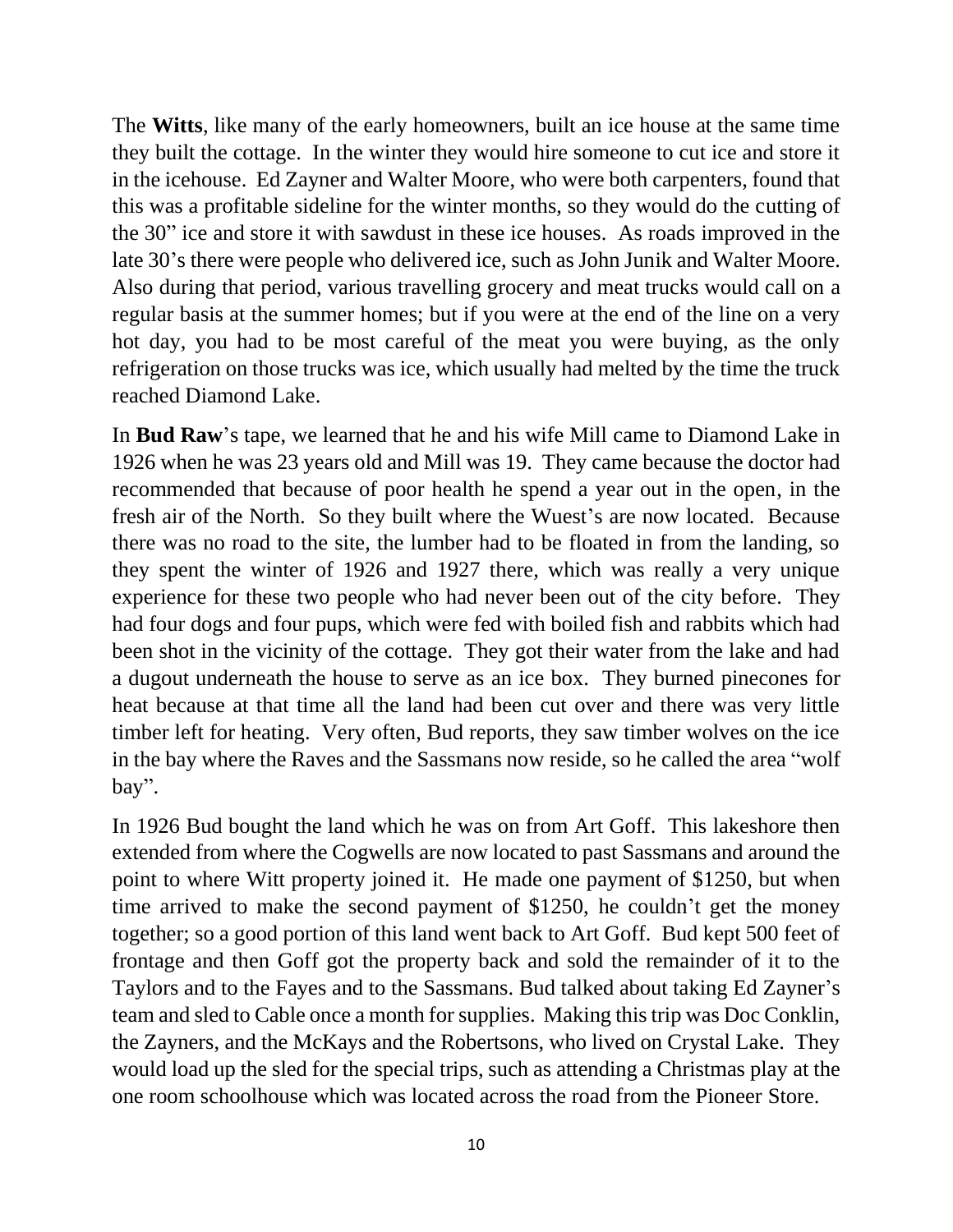The **Witts**, like many of the early homeowners, built an ice house at the same time they built the cottage. In the winter they would hire someone to cut ice and store it in the icehouse. Ed Zayner and Walter Moore, who were both carpenters, found that this was a profitable sideline for the winter months, so they would do the cutting of the 30" ice and store it with sawdust in these ice houses. As roads improved in the late 30's there were people who delivered ice, such as John Junik and Walter Moore. Also during that period, various travelling grocery and meat trucks would call on a regular basis at the summer homes; but if you were at the end of the line on a very hot day, you had to be most careful of the meat you were buying, as the only refrigeration on those trucks was ice, which usually had melted by the time the truck reached Diamond Lake.

In **Bud Raw**'s tape, we learned that he and his wife Mill came to Diamond Lake in 1926 when he was 23 years old and Mill was 19. They came because the doctor had recommended that because of poor health he spend a year out in the open, in the fresh air of the North. So they built where the Wuest's are now located. Because there was no road to the site, the lumber had to be floated in from the landing, so they spent the winter of 1926 and 1927 there, which was really a very unique experience for these two people who had never been out of the city before. They had four dogs and four pups, which were fed with boiled fish and rabbits which had been shot in the vicinity of the cottage. They got their water from the lake and had a dugout underneath the house to serve as an ice box. They burned pinecones for heat because at that time all the land had been cut over and there was very little timber left for heating. Very often, Bud reports, they saw timber wolves on the ice in the bay where the Raves and the Sassmans now reside, so he called the area "wolf bay".

In 1926 Bud bought the land which he was on from Art Goff. This lakeshore then extended from where the Cogwells are now located to past Sassmans and around the point to where Witt property joined it. He made one payment of $1250, but when time arrived to make the second payment of $1250, he couldn't get the money together; so a good portion of this land went back to Art Goff. Bud kept 500 feet of frontage and then Goff got the property back and sold the remainder of it to the Taylors and to the Fayes and to the Sassmans. Bud talked about taking Ed Zayner's team and sled to Cable once a month for supplies. Making this trip was Doc Conklin, the Zayners, and the McKays and the Robertsons, who lived on Crystal Lake. They would load up the sled for the special trips, such as attending a Christmas play at the one room schoolhouse which was located across the road from the Pioneer Store.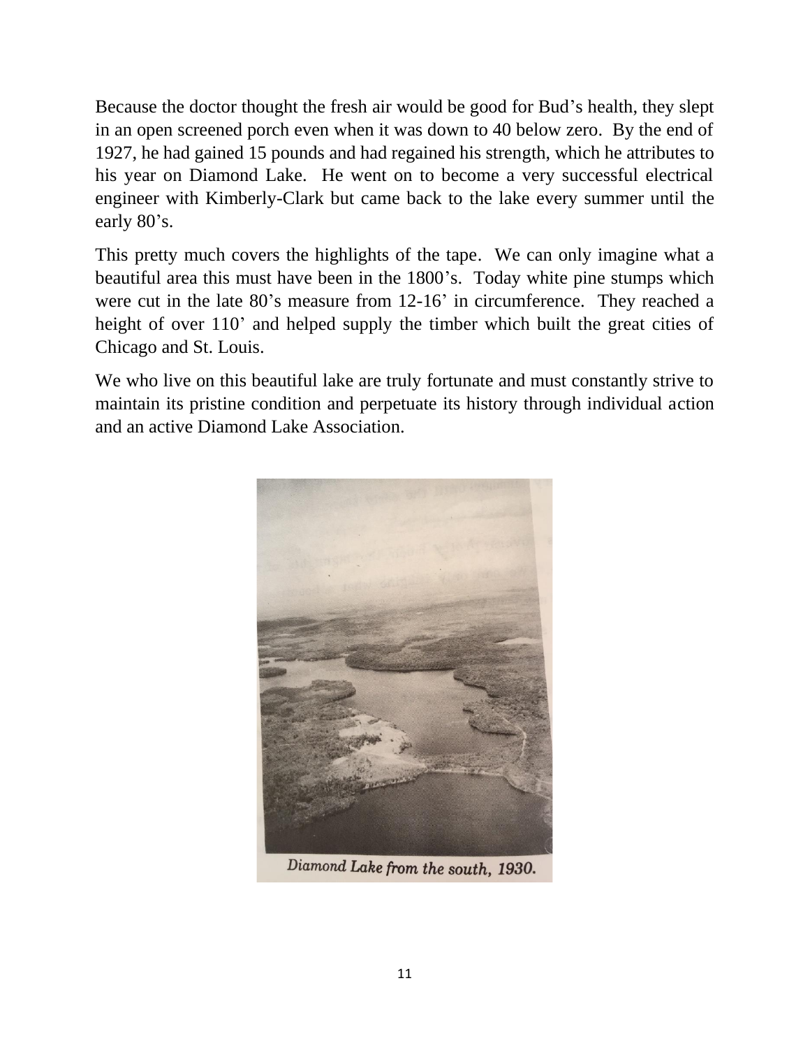Because the doctor thought the fresh air would be good for Bud's health, they slept in an open screened porch even when it was down to 40 below zero. By the end of 1927, he had gained 15 pounds and had regained his strength, which he attributes to his year on Diamond Lake. He went on to become a very successful electrical engineer with Kimberly-Clark but came back to the lake every summer until the early 80's.

This pretty much covers the highlights of the tape. We can only imagine what a beautiful area this must have been in the 1800's. Today white pine stumps which were cut in the late 80's measure from 12-16' in circumference. They reached a height of over 110' and helped supply the timber which built the great cities of Chicago and St. Louis.

We who live on this beautiful lake are truly fortunate and must constantly strive to maintain its pristine condition and perpetuate its history through individual action and an active Diamond Lake Association.

*Diamond Lake from the south, 1930.*